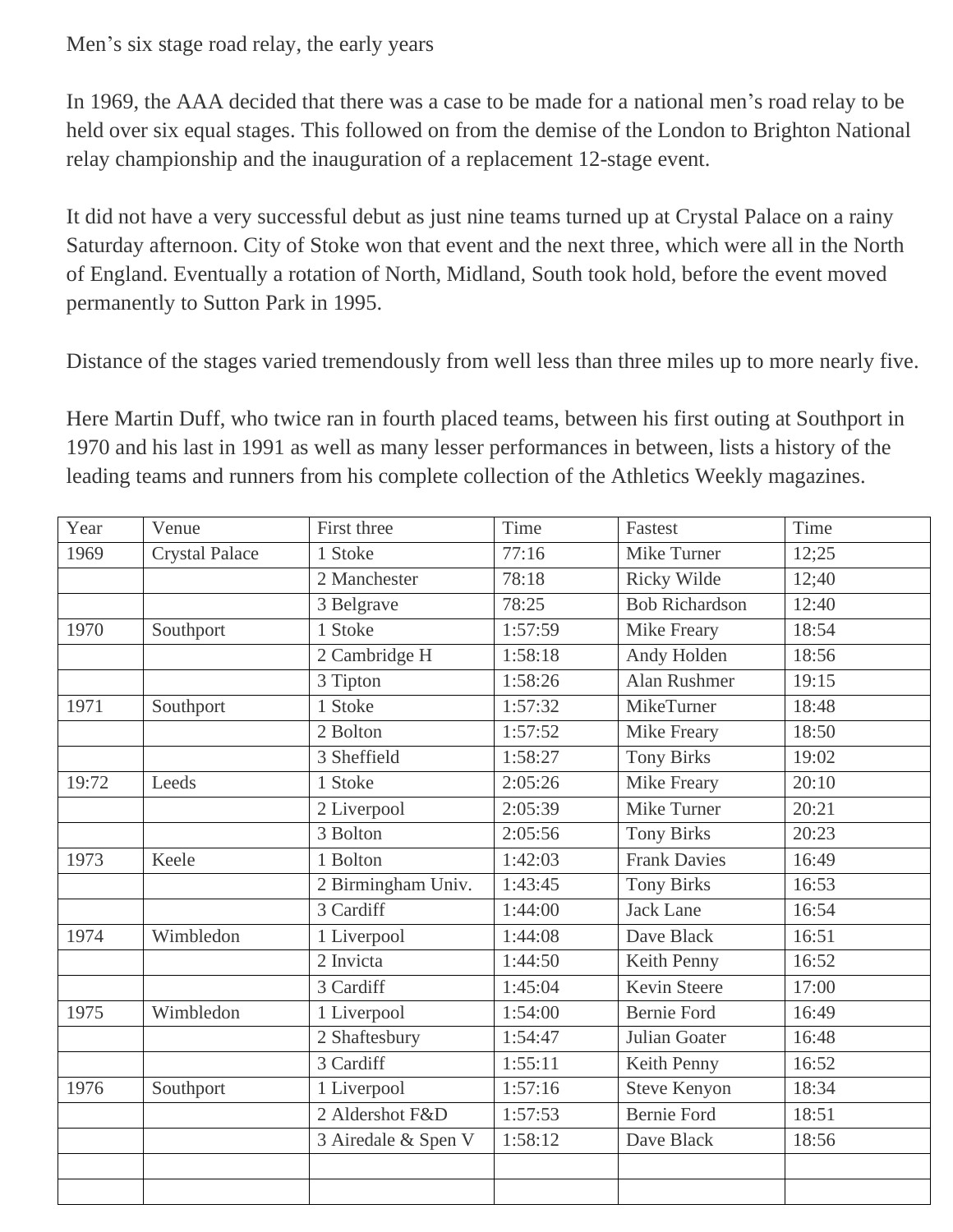Men's six stage road relay, the early years

In 1969, the AAA decided that there was a case to be made for a national men's road relay to be held over six equal stages. This followed on from the demise of the London to Brighton National relay championship and the inauguration of a replacement 12-stage event.

It did not have a very successful debut as just nine teams turned up at Crystal Palace on a rainy Saturday afternoon. City of Stoke won that event and the next three, which were all in the North of England. Eventually a rotation of North, Midland, South took hold, before the event moved permanently to Sutton Park in 1995.

Distance of the stages varied tremendously from well less than three miles up to more nearly five.

Here Martin Duff, who twice ran in fourth placed teams, between his first outing at Southport in 1970 and his last in 1991 as well as many lesser performances in between, lists a history of the leading teams and runners from his complete collection of the Athletics Weekly magazines.

| Year | Venue | First three | Time | Fastest | Time |
|---|---|---|---|---|---|
| 1969 | Crystal Palace | 1 Stoke | 77:16 | Mike Turner | 12;25 |
| | | 2 Manchester | 78:18 | Ricky Wilde | 12;40 |
| | | 3 Belgrave | 78:25 | Bob Richardson | 12:40 |
| 1970 | Southport | 1 Stoke | 1:57:59 | Mike Freary | 18:54 |
| | | 2 Cambridge H | 1:58:18 | Andy Holden | 18:56 |
| | | 3 Tipton | 1:58:26 | Alan Rushmer | 19:15 |
| 1971 | Southport | 1 Stoke | 1:57:32 | MikeTurner | 18:48 |
| | | 2 Bolton | 1:57:52 | Mike Freary | 18:50 |
| | | 3 Sheffield | 1:58:27 | Tony Birks | 19:02 |
| 19:72 | Leeds | 1 Stoke | 2:05:26 | Mike Freary | 20:10 |
| | | 2 Liverpool | 2:05:39 | Mike Turner | 20:21 |
| | | 3 Bolton | 2:05:56 | Tony Birks | 20:23 |
| 1973 | Keele | 1 Bolton | 1:42:03 | Frank Davies | 16:49 |
| | | 2 Birmingham Univ. | 1:43:45 | Tony Birks | 16:53 |
| | | 3 Cardiff | 1:44:00 | Jack Lane | 16:54 |
| 1974 | Wimbledon | 1 Liverpool | 1:44:08 | Dave Black | 16:51 |
| | | 2 Invicta | 1:44:50 | Keith Penny | 16:52 |
| | | 3 Cardiff | 1:45:04 | Kevin Steere | 17:00 |
| 1975 | Wimbledon | 1 Liverpool | 1:54:00 | Bernie Ford | 16:49 |
| | | 2 Shaftesbury | 1:54:47 | Julian Goater | 16:48 |
| | | 3 Cardiff | 1:55:11 | Keith Penny | 16:52 |
| 1976 | Southport | 1 Liverpool | 1:57:16 | Steve Kenyon | 18:34 |
| | | 2 Aldershot F&D | 1:57:53 | Bernie Ford | 18:51 |
| | | 3 Airedale & Spen V | 1:58:12 | Dave Black | 18:56 |
| | | | | | |
| | | | | | |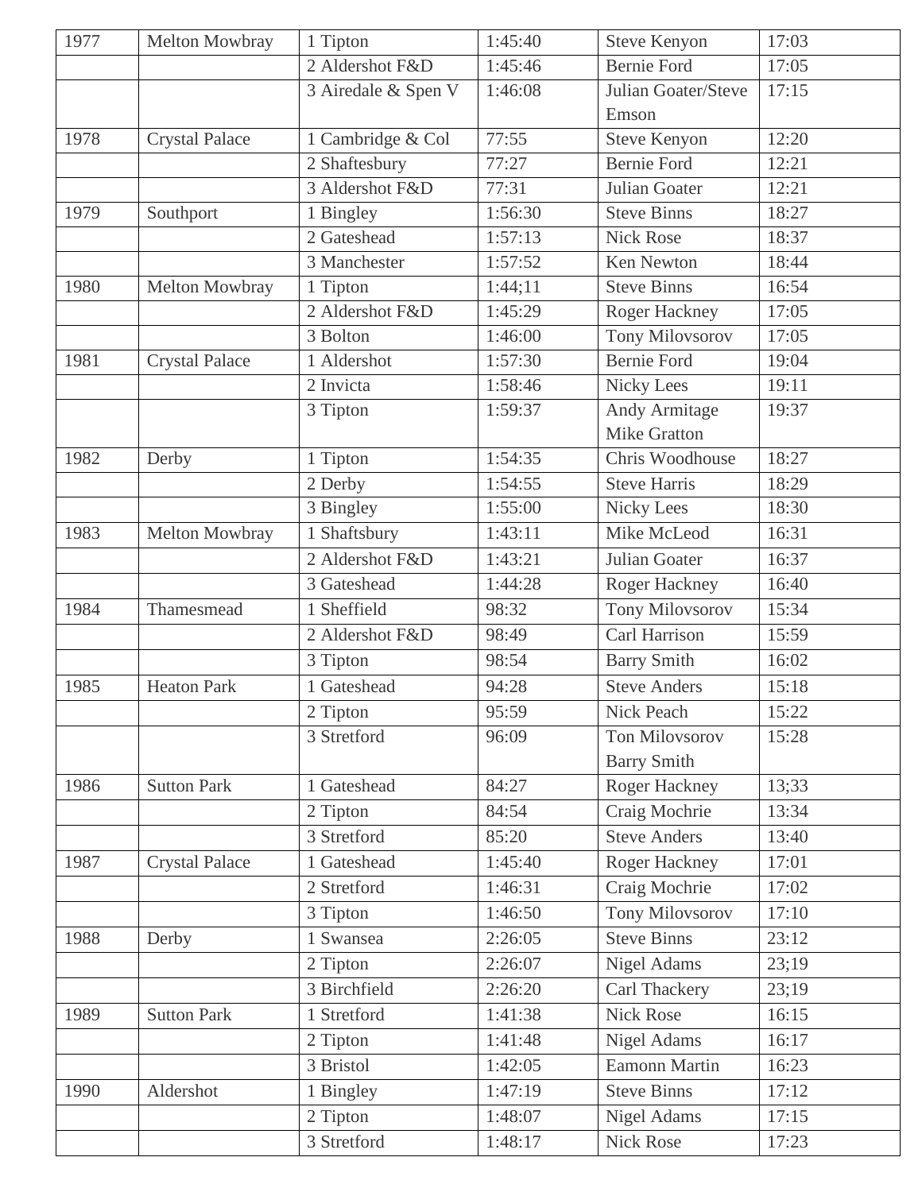| 1977 | Melton Mowbray | 1 Tipton | 1:45:40 | Steve Kenyon | 17:03 |
|---|---|---|---|---|---|
| | | 2 Aldershot F&D | 1:45:46 | Bernie Ford | 17:05 |
| | | 3 Airedale & Spen V | 1:46:08 | Julian Goater/Steve Emson | 17:15 |
| 1978 | Crystal Palace | 1 Cambridge & Col | 77:55 | Steve Kenyon | 12:20 |
| | | 2 Shaftesbury | 77:27 | Bernie Ford | 12:21 |
| | | 3 Aldershot F&D | 77:31 | Julian Goater | 12:21 |
| 1979 | Southport | 1 Bingley | 1:56:30 | Steve Binns | 18:27 |
| | | 2 Gateshead | 1:57:13 | Nick Rose | 18:37 |
| | | 3 Manchester | 1:57:52 | Ken Newton | 18:44 |
| 1980 | Melton Mowbray | 1 Tipton | 1:44;11 | Steve Binns | 16:54 |
| | | 2 Aldershot F&D | 1:45:29 | Roger Hackney | 17:05 |
| | | 3 Bolton | 1:46:00 | Tony Milovsorov | 17:05 |
| 1981 | Crystal Palace | 1 Aldershot | 1:57:30 | Bernie Ford | 19:04 |
| | | 2 Invicta | 1:58:46 | Nicky Lees | 19:11 |
| | | 3 Tipton | 1:59:37 | Andy Armitage Mike Gratton | 19:37 |
| 1982 | Derby | 1 Tipton | 1:54:35 | Chris Woodhouse | 18:27 |
| | | 2 Derby | 1:54:55 | Steve Harris | 18:29 |
| | | 3 Bingley | 1:55:00 | Nicky Lees | 18:30 |
| 1983 | Melton Mowbray | 1 Shaftsbury | 1:43:11 | Mike McLeod | 16:31 |
| | | 2 Aldershot F&D | 1:43:21 | Julian Goater | 16:37 |
| | | 3 Gateshead | 1:44:28 | Roger Hackney | 16:40 |
| 1984 | Thamesmead | 1 Sheffield | 98:32 | Tony Milovsorov | 15:34 |
| | | 2 Aldershot F&D | 98:49 | Carl Harrison | 15:59 |
| | | 3 Tipton | 98:54 | Barry Smith | 16:02 |
| 1985 | Heaton Park | 1 Gateshead | 94:28 | Steve Anders | 15:18 |
| | | 2 Tipton | 95:59 | Nick Peach | 15:22 |
| | | 3 Stretford | 96:09 | Ton Milovsorov Barry Smith | 15:28 |
| 1986 | Sutton Park | 1 Gateshead | 84:27 | Roger Hackney | 13;33 |
| | | 2 Tipton | 84:54 | Craig Mochrie | 13:34 |
| | | 3 Stretford | 85:20 | Steve Anders | 13:40 |
| 1987 | Crystal Palace | 1 Gateshead | 1:45:40 | Roger Hackney | 17:01 |
| | | 2 Stretford | 1:46:31 | Craig Mochrie | 17:02 |
| | | 3 Tipton | 1:46:50 | Tony Milovsorov | 17:10 |
| 1988 | Derby | 1 Swansea | 2:26:05 | Steve Binns | 23:12 |
| | | 2 Tipton | 2:26:07 | Nigel Adams | 23;19 |
| | | 3 Birchfield | 2:26:20 | Carl Thackery | 23;19 |
| 1989 | Sutton Park | 1 Stretford | 1:41:38 | Nick Rose | 16:15 |
| | | 2 Tipton | 1:41:48 | Nigel Adams | 16:17 |
| | | 3 Bristol | 1:42:05 | Eamonn Martin | 16:23 |
| 1990 | Aldershot | 1 Bingley | 1:47:19 | Steve Binns | 17:12 |
| | | 2 Tipton | 1:48:07 | Nigel Adams | 17:15 |
| | | 3 Stretford | 1:48:17 | Nick Rose | 17:23 |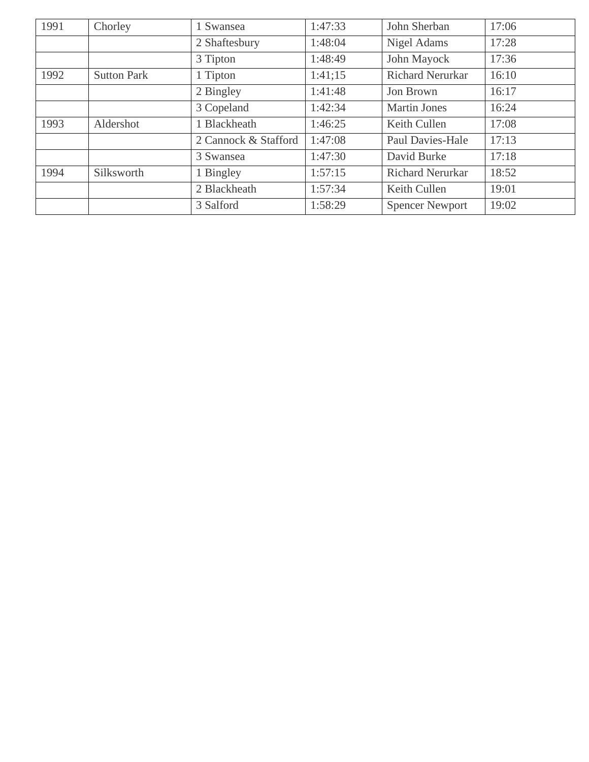| | | | | | |
|---|---|---|---|---|---|
| 1991 | Chorley | 1 Swansea | 1:47:33 | John Sherban | 17:06 |
| | | 2 Shaftesbury | 1:48:04 | Nigel Adams | 17:28 |
| | | 3 Tipton | 1:48:49 | John Mayock | 17:36 |
| 1992 | Sutton Park | 1 Tipton | 1:41;15 | Richard Nerurkar | 16:10 |
| | | 2 Bingley | 1:41:48 | Jon Brown | 16:17 |
| | | 3 Copeland | 1:42:34 | Martin Jones | 16:24 |
| 1993 | Aldershot | 1 Blackheath | 1:46:25 | Keith Cullen | 17:08 |
| | | 2 Cannock & Stafford | 1:47:08 | Paul Davies-Hale | 17:13 |
| | | 3 Swansea | 1:47:30 | David Burke | 17:18 |
| 1994 | Silksworth | 1 Bingley | 1:57:15 | Richard Nerurkar | 18:52 |
| | | 2 Blackheath | 1:57:34 | Keith Cullen | 19:01 |
| | | 3 Salford | 1:58:29 | Spencer Newport | 19:02 |